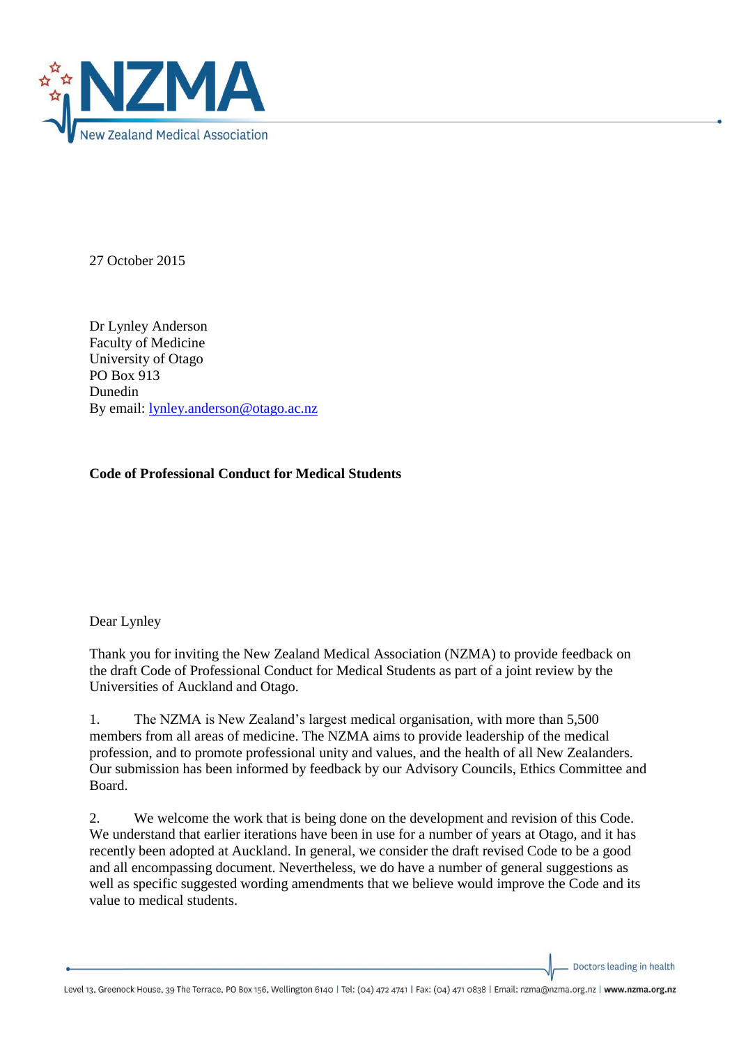27 October 2015

Dr Lynley Anderson
Faculty of Medicine
University of Otago
PO Box 913
Dunedin
By email: lynley.anderson@otago.ac.nz

**Code of Professional Conduct for Medical Students**

Dear Lynley

Thank you for inviting the New Zealand Medical Association (NZMA) to provide feedback on the draft Code of Professional Conduct for Medical Students as part of a joint review by the Universities of Auckland and Otago.

1. The NZMA is New Zealand's largest medical organisation, with more than 5,500 members from all areas of medicine. The NZMA aims to provide leadership of the medical profession, and to promote professional unity and values, and the health of all New Zealanders. Our submission has been informed by feedback by our Advisory Councils, Ethics Committee and Board.

2. We welcome the work that is being done on the development and revision of this Code. We understand that earlier iterations have been in use for a number of years at Otago, and it has recently been adopted at Auckland. In general, we consider the draft revised Code to be a good and all encompassing document. Nevertheless, we do have a number of general suggestions as well as specific suggested wording amendments that we believe would improve the Code and its value to medical students.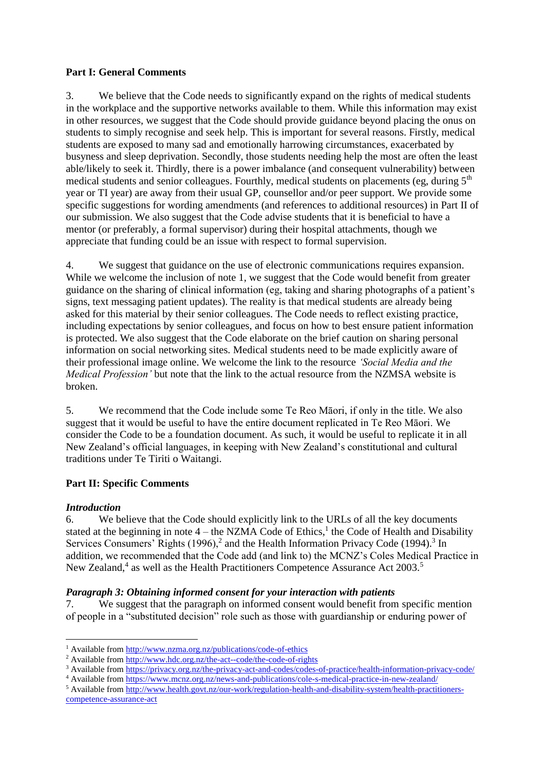**Part I: General Comments**

3. We believe that the Code needs to significantly expand on the rights of medical students in the workplace and the supportive networks available to them. While this information may exist in other resources, we suggest that the Code should provide guidance beyond placing the onus on students to simply recognise and seek help. This is important for several reasons. Firstly, medical students are exposed to many sad and emotionally harrowing circumstances, exacerbated by busyness and sleep deprivation. Secondly, those students needing help the most are often the least able/likely to seek it. Thirdly, there is a power imbalance (and consequent vulnerability) between medical students and senior colleagues. Fourthly, medical students on placements (eg, during 5th year or TI year) are away from their usual GP, counsellor and/or peer support. We provide some specific suggestions for wording amendments (and references to additional resources) in Part II of our submission. We also suggest that the Code advise students that it is beneficial to have a mentor (or preferably, a formal supervisor) during their hospital attachments, though we appreciate that funding could be an issue with respect to formal supervision.

4. We suggest that guidance on the use of electronic communications requires expansion. While we welcome the inclusion of note 1, we suggest that the Code would benefit from greater guidance on the sharing of clinical information (eg, taking and sharing photographs of a patient's signs, text messaging patient updates). The reality is that medical students are already being asked for this material by their senior colleagues. The Code needs to reflect existing practice, including expectations by senior colleagues, and focus on how to best ensure patient information is protected. We also suggest that the Code elaborate on the brief caution on sharing personal information on social networking sites. Medical students need to be made explicitly aware of their professional image online. We welcome the link to the resource *'Social Media and the Medical Profession'* but note that the link to the actual resource from the NZMSA website is broken.

5. We recommend that the Code include some Te Reo Māori, if only in the title. We also suggest that it would be useful to have the entire document replicated in Te Reo Māori. We consider the Code to be a foundation document. As such, it would be useful to replicate it in all New Zealand's official languages, in keeping with New Zealand's constitutional and cultural traditions under Te Tiriti o Waitangi.

**Part II: Specific Comments**

***Introduction***

6. We believe that the Code should explicitly link to the URLs of all the key documents stated at the beginning in note 4 – the NZMA Code of Ethics,[1] the Code of Health and Disability Services Consumers' Rights (1996),[2] and the Health Information Privacy Code (1994).[3] In addition, we recommended that the Code add (and link to) the MCNZ's Coles Medical Practice in New Zealand,[4] as well as the Health Practitioners Competence Assurance Act 2003.[5]

***Paragraph 3: Obtaining informed consent for your interaction with patients***

7. We suggest that the paragraph on informed consent would benefit from specific mention of people in a "substituted decision" role such as those with guardianship or enduring power of

---

[1] Available from http://www.nzma.org.nz/publications/code-of-ethics

[2] Available from http://www.hdc.org.nz/the-act--code/the-code-of-rights

[3] Available from https://privacy.org.nz/the-privacy-act-and-codes/codes-of-practice/health-information-privacy-code/

[4] Available from https://www.mcnz.org.nz/news-and-publications/cole-s-medical-practice-in-new-zealand/

[5] Available from http://www.health.govt.nz/our-work/regulation-health-and-disability-system/health-practitioners-competence-assurance-act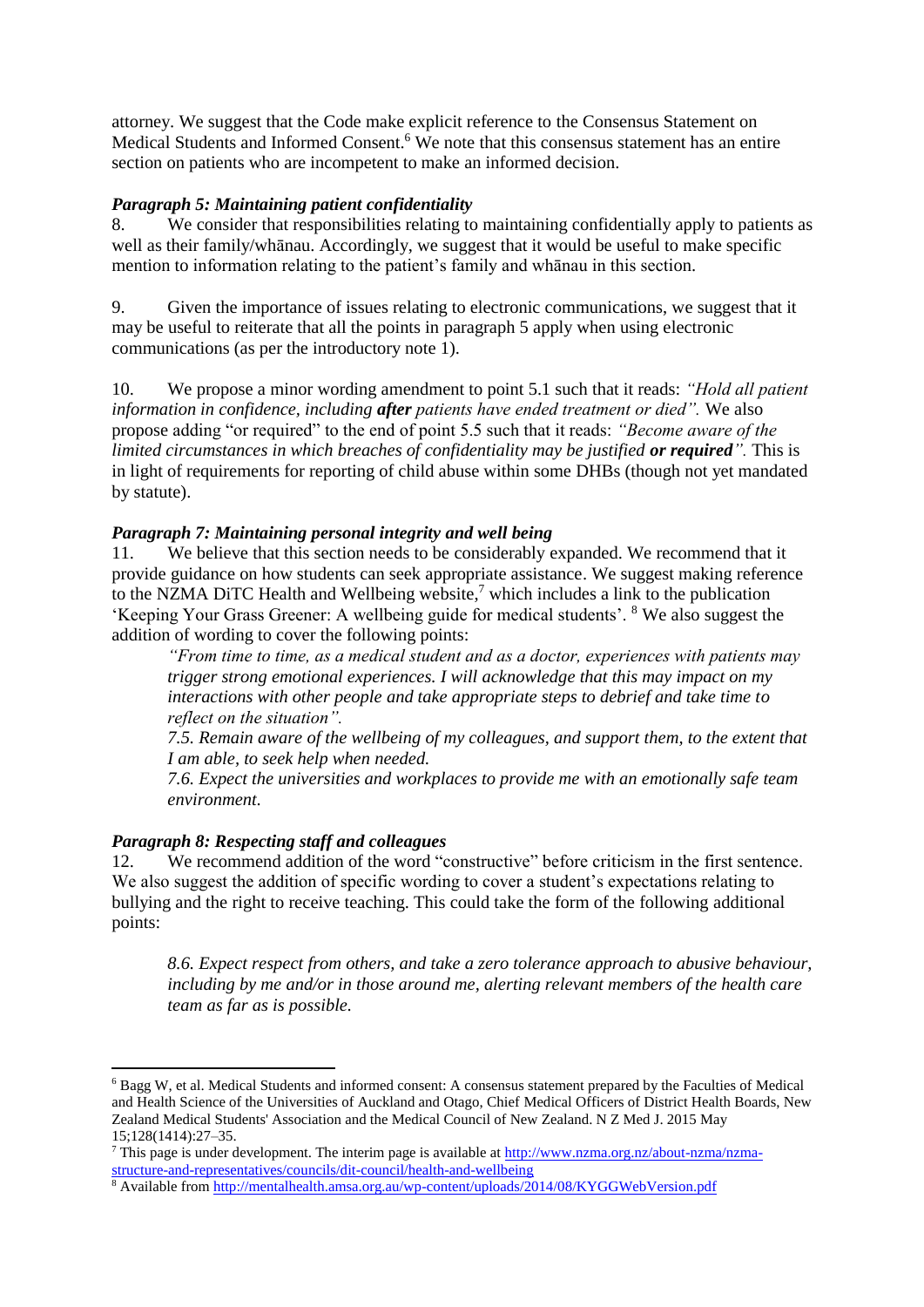attorney. We suggest that the Code make explicit reference to the Consensus Statement on Medical Students and Informed Consent.[6] We note that this consensus statement has an entire section on patients who are incompetent to make an informed decision.

***Paragraph 5: Maintaining patient confidentiality***

8. We consider that responsibilities relating to maintaining confidentially apply to patients as well as their family/whānau. Accordingly, we suggest that it would be useful to make specific mention to information relating to the patient's family and whānau in this section.

9. Given the importance of issues relating to electronic communications, we suggest that it may be useful to reiterate that all the points in paragraph 5 apply when using electronic communications (as per the introductory note 1).

10. We propose a minor wording amendment to point 5.1 such that it reads: *"Hold all patient information in confidence, including* ***after*** *patients have ended treatment or died".* We also propose adding "or required" to the end of point 5.5 such that it reads: *"Become aware of the limited circumstances in which breaches of confidentiality may be justified* ***or required****".* This is in light of requirements for reporting of child abuse within some DHBs (though not yet mandated by statute).

***Paragraph 7: Maintaining personal integrity and well being***

11. We believe that this section needs to be considerably expanded. We recommend that it provide guidance on how students can seek appropriate assistance. We suggest making reference to the NZMA DiTC Health and Wellbeing website,[7] which includes a link to the publication 'Keeping Your Grass Greener: A wellbeing guide for medical students'. [8] We also suggest the addition of wording to cover the following points:

> *"From time to time, as a medical student and as a doctor, experiences with patients may trigger strong emotional experiences. I will acknowledge that this may impact on my interactions with other people and take appropriate steps to debrief and take time to reflect on the situation".*
>
> *7.5. Remain aware of the wellbeing of my colleagues, and support them, to the extent that I am able, to seek help when needed.*
>
> *7.6. Expect the universities and workplaces to provide me with an emotionally safe team environment.*

***Paragraph 8: Respecting staff and colleagues***

12. We recommend addition of the word "constructive" before criticism in the first sentence. We also suggest the addition of specific wording to cover a student's expectations relating to bullying and the right to receive teaching. This could take the form of the following additional points:

> *8.6. Expect respect from others, and take a zero tolerance approach to abusive behaviour, including by me and/or in those around me, alerting relevant members of the health care team as far as is possible.*

---

[6] Bagg W, et al. Medical Students and informed consent: A consensus statement prepared by the Faculties of Medical and Health Science of the Universities of Auckland and Otago, Chief Medical Officers of District Health Boards, New Zealand Medical Students' Association and the Medical Council of New Zealand. N Z Med J. 2015 May 15;128(1414):27–35.

[7] This page is under development. The interim page is available at http://www.nzma.org.nz/about-nzma/nzma-structure-and-representatives/councils/dit-council/health-and-wellbeing

[8] Available from http://mentalhealth.amsa.org.au/wp-content/uploads/2014/08/KYGGWebVersion.pdf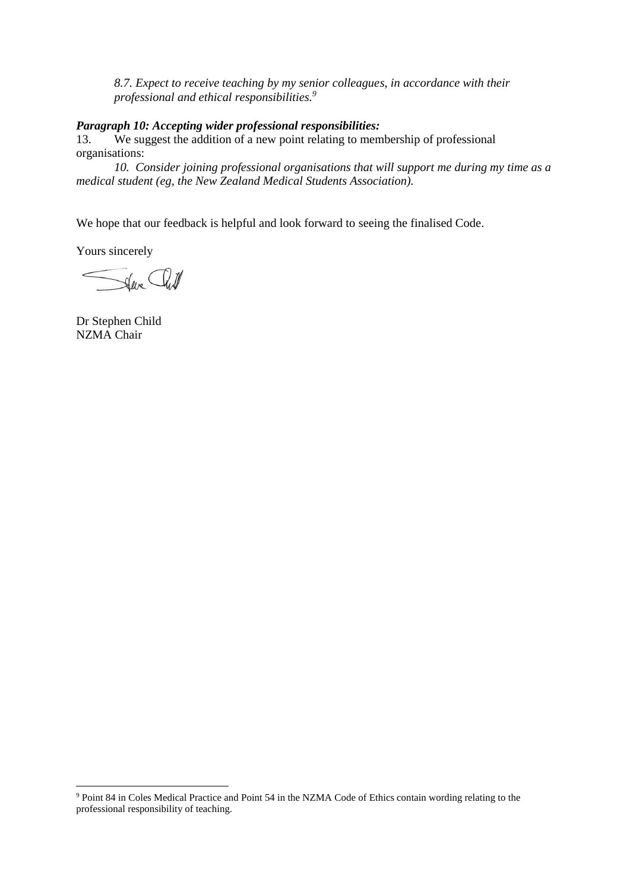*8.7. Expect to receive teaching by my senior colleagues, in accordance with their professional and ethical responsibilities.*[9]

***Paragraph 10: Accepting wider professional responsibilities:***

13. We suggest the addition of a new point relating to membership of professional organisations:

*10. Consider joining professional organisations that will support me during my time as a medical student (eg, the New Zealand Medical Students Association).*

We hope that our feedback is helpful and look forward to seeing the finalised Code.

Yours sincerely

Dr Stephen Child
NZMA Chair

---

[9] Point 84 in Coles Medical Practice and Point 54 in the NZMA Code of Ethics contain wording relating to the professional responsibility of teaching.